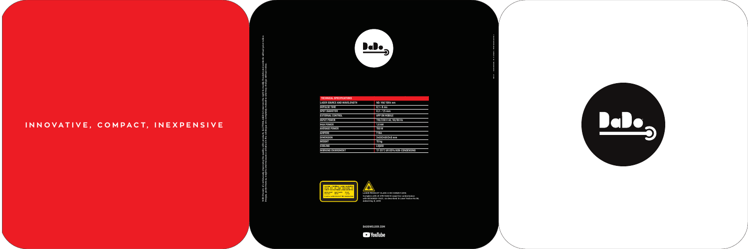# INNOVATIVE, COMPACT, INEXPENSIVE

With the aim of continuously improving the quality of its products, ELETTROLASER srl reserves the right to modify the data and contents without prior notice. Images, performance, weights and measures contained in the catalogue are completely indicative and may change without notice.

DaDo

| TECHNICAL SPECIFICATIONS | |
|---|---|
| LASER SOURCE AND WAVELENGTH | ND: YAG 1064 nm |
| IMPULSE TIME | 0.1 ÷ 8 ms |
| SPOT DIAMETER | 0.2 ÷ 1.5 mm |
| EXTERNAL CONTROL | APP ON MOBILE |
| INPUT POWER | 110/230 V AC, 50/60 Hz |
| MAX POWER | 1.6 kW |
| AVERAGE POWER | 150 W |
| AMPERE | T10A |
| DIMENSION | 340X340X240 mm |
| WEIGHT | 15 kg |
| COOLING | LIQUID |
| WORKING ENVIROMENT | 17-35°C UR 65% NON-CONDENSING |

DANGER - INVISIBLE LASER RADIATION AVOID EYE OR SKIN EXPOSURE TO DIRECT OR SCATTERED LASER RADIATION

CLASS 4 LASER PRODUCT

LASER PRODUCT CLASS 4 IEC 60825-1:2014
Complies with 21 CFR 1040.10 except for conformance with IEC 60825-1 Ed.3., as described in Laser Notice No.56 dated May 8, 2019

DADOWELDER.COM

YouTube

DaDo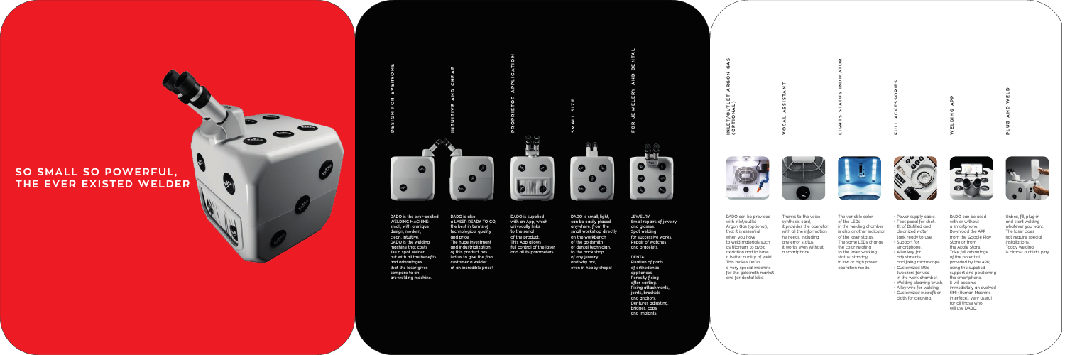# SO SMALL SO POWERFUL, THE EVER EXISTED WELDER

## DESIGN FOR EVERYONE

DADO is the ever-existed WELDING MACHINE: small, with a unique design, modern, clean, intuitive. DADO is the welding machine that costs like a spot welder but with all the benefits and advantages that the laser gives compare to an arc-welding machine.

## INTUITIVE AND CHEAP

DADO is also a LASER READY TO GO, the best in terms of technological quality and price. The huge investment and industrialization of this product has led us to give the final customer a welder at an incredible price!

## PROPRIETOR APPLICATION

DADO is supplied with an App, which univocally links to the serial of the product. This App allows full control of the laser and all its parameters.

## SMALL SIZE

DADO is small, light, can be easily placed anywhere: from the small workshop directly on the workbench of the goldsmith or dental technician, to the back shop of any jewelry and why not, even in hobby shops!

## FOR JEWELERY AND DENTAL

JEWELRY
Small repairs of jewelry and glasses. Spot welding for successive works. Repair of watches and bracelets.

DENTAL
Fixation of parts of orthodontic appliances. Porosity fixing after casting. Fixing attachments, joints, brackets and anchors. Dentures adjusting, bridges, caps and implants.

## INLET/OUTLET ARGON GAS (OPTIONAL)

DADO can be provided with inlet/outlet Argon Gas (optional), that it is essential when you have to weld materials such as titanium, to avoid oxidation and to have a better quality of weld. This makes DaDo a very special machine for the goldsmith market and for dental labs.

## VOCAL ASSISTANT

Thanks to the voice synthesis card, it provides the operator with all the information he needs, including any error status. It works even without a smartphone.

## LIGHTS STATUS INDICATOR

The variable color of the LEDs in the welding chamber is also another indicator of the laser status. The same LEDs change the color relating to the laser working status: standby, in low or high power operation mode.

## FULL ACCESSORIES

- Power supply cable.
- Foot pedal for shot.
- 1lt of Distilled and deionized water (ready to use).
- Support for smartphone.
- Allen key for adjustments and fixing microscope.
- Customized little tweezers for use in the work chamber.
- Welding cleaning brush.
- Alloy wire for welding.
- Customized microfiber cloth for cleaning.

## WELDING APP

DADO can be used with or without a smartphone. Download the APP from the Google Play Store or from the Apple Store. Take full advantage of the potential provided by the APP, using the supplied support and positioning the smartphone. It will become immediately an evolved HMI (Human Machine Interface), very useful for all those who will use DADO.

## PLUG AND WELD

Unbox, fill, plug-in and start welding whatever you want. The laser does not require special installations. Today welding is almost a child's play.